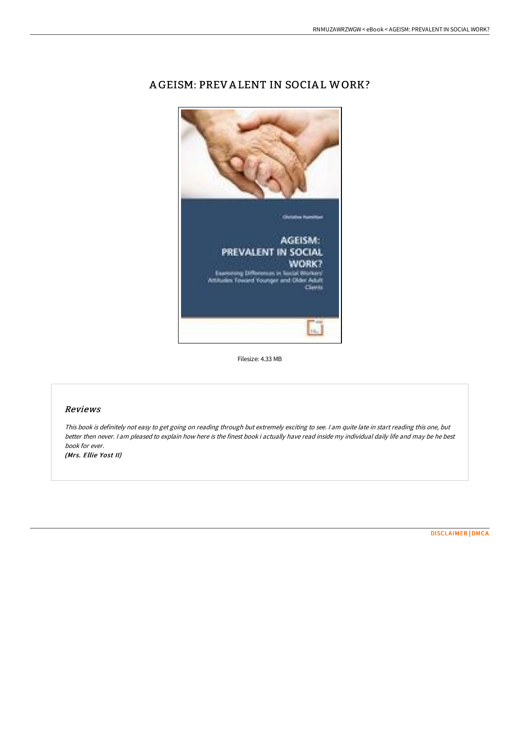# AGEISM: PREVALENT IN SOCIAL WORK?

Filesize: 4.33 MB

## *Reviews*

*This book is definitely not easy to get going on reading through but extremely exciting to see. I am quite late in start reading this one, but better then never. I am pleased to explain how here is the finest book i actually have read inside my individual daily life and may be he best book for ever.*

***(Mrs. Ellie Yost II)***

DISCLAIMER | DMCA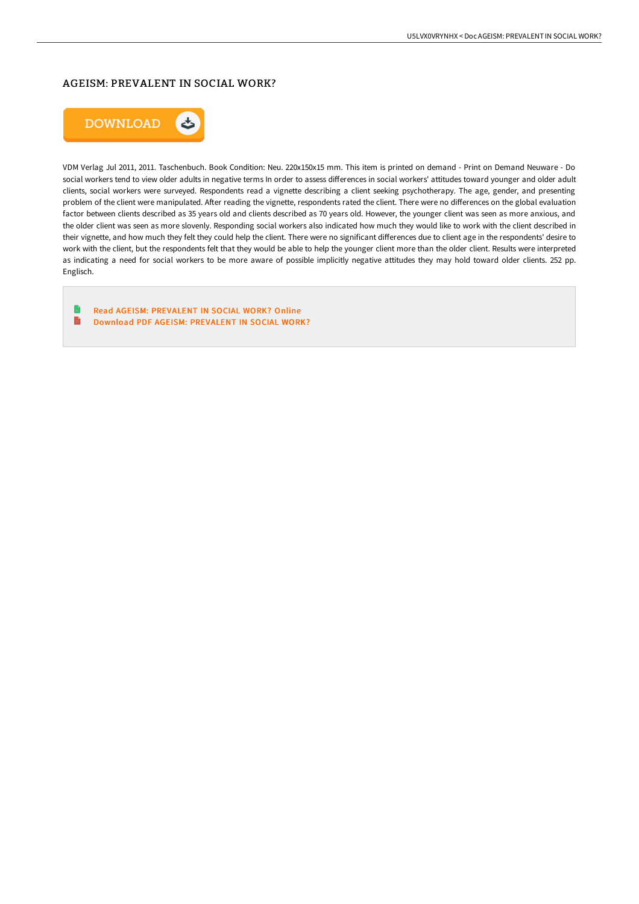## AGEISM: PREVALENT IN SOCIAL WORK?

DOWNLOAD

VDM Verlag Jul 2011, 2011. Taschenbuch. Book Condition: Neu. 220x150x15 mm. This item is printed on demand - Print on Demand Neuware - Do social workers tend to view older adults in negative terms In order to assess differences in social workers' attitudes toward younger and older adult clients, social workers were surveyed. Respondents read a vignette describing a client seeking psychotherapy. The age, gender, and presenting problem of the client were manipulated. After reading the vignette, respondents rated the client. There were no differences on the global evaluation factor between clients described as 35 years old and clients described as 70 years old. However, the younger client was seen as more anxious, and the older client was seen as more slovenly. Responding social workers also indicated how much they would like to work with the client described in their vignette, and how much they felt they could help the client. There were no significant differences due to client age in the respondents' desire to work with the client, but the respondents felt that they would be able to help the younger client more than the older client. Results were interpreted as indicating a need for social workers to be more aware of possible implicitly negative attitudes they may hold toward older clients. 252 pp. Englisch.

- Read AGEISM: PREVALENT IN SOCIAL WORK? Online
- Download PDF AGEISM: PREVALENT IN SOCIAL WORK?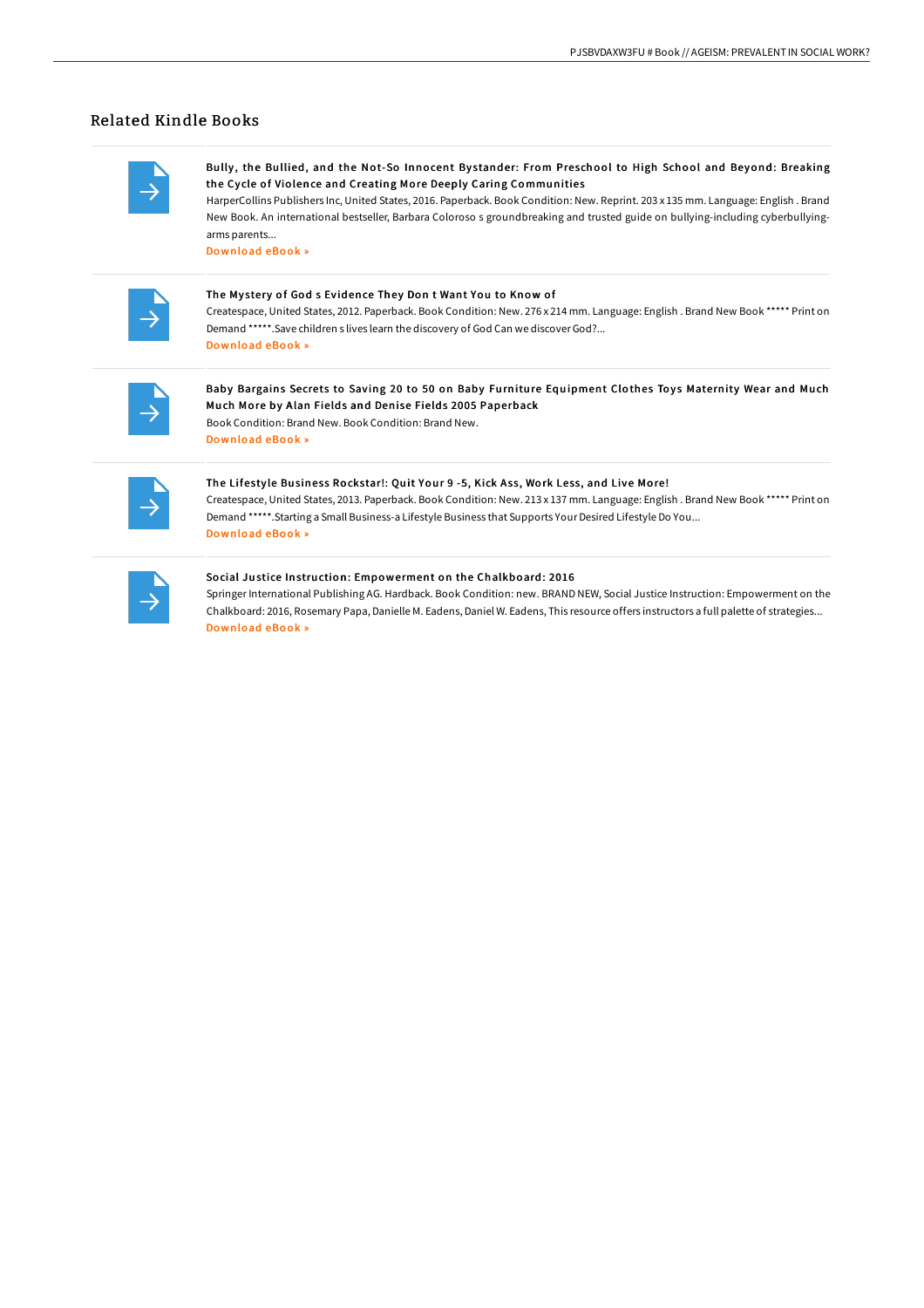## Related Kindle Books

**Bully, the Bullied, and the Not-So Innocent Bystander: From Preschool to High School and Beyond: Breaking the Cycle of Violence and Creating More Deeply Caring Communities**

HarperCollins Publishers Inc, United States, 2016. Paperback. Book Condition: New. Reprint. 203 x 135 mm. Language: English . Brand New Book. An international bestseller, Barbara Coloroso s groundbreaking and trusted guide on bullying-including cyberbullying-arms parents...

Download eBook »

**The Mystery of God s Evidence They Don t Want You to Know of**

Createspace, United States, 2012. Paperback. Book Condition: New. 276 x 214 mm. Language: English . Brand New Book ***** Print on Demand *****.Save children s lives learn the discovery of God Can we discover God?...

Download eBook »

**Baby Bargains Secrets to Saving 20 to 50 on Baby Furniture Equipment Clothes Toys Maternity Wear and Much Much More by Alan Fields and Denise Fields 2005 Paperback**

Book Condition: Brand New. Book Condition: Brand New.

Download eBook »

**The Lifestyle Business Rockstar!: Quit Your 9 -5, Kick Ass, Work Less, and Live More!**

Createspace, United States, 2013. Paperback. Book Condition: New. 213 x 137 mm. Language: English . Brand New Book ***** Print on Demand *****.Starting a Small Business-a Lifestyle Business that Supports Your Desired Lifestyle Do You...

Download eBook »

**Social Justice Instruction: Empowerment on the Chalkboard: 2016**

Springer International Publishing AG. Hardback. Book Condition: new. BRAND NEW, Social Justice Instruction: Empowerment on the Chalkboard: 2016, Rosemary Papa, Danielle M. Eadens, Daniel W. Eadens, This resource offers instructors a full palette of strategies...

Download eBook »